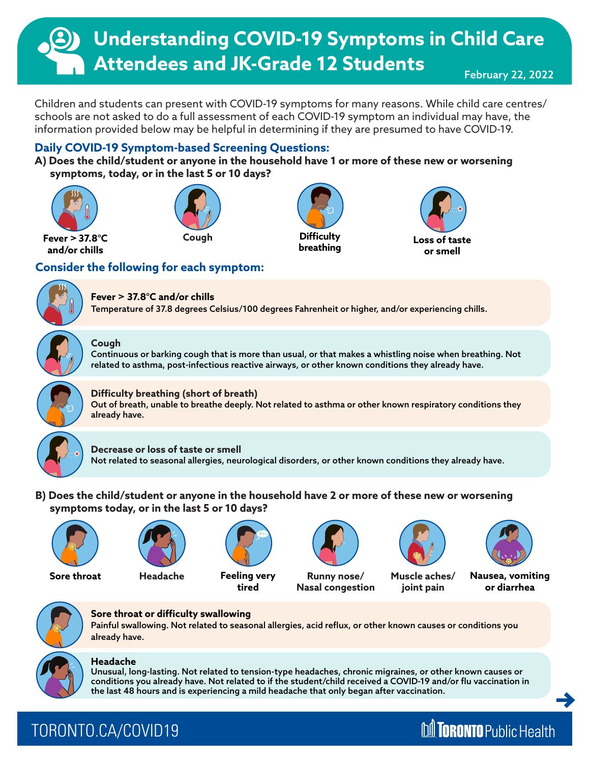# Understanding COVID-19 Symptoms in Child Care Attendees and JK-Grade 12 Students

February 22, 2022

Children and students can present with COVID-19 symptoms for many reasons. While child care centres/ schools are not asked to do a full assessment of each COVID-19 symptom an individual may have, the information provided below may be helpful in determining if they are presumed to have COVID-19.

## Daily COVID-19 Symptom-based Screening Questions:

**A) Does the child/student or anyone in the household have 1 or more of these new or worsening symptoms, today, or in the last 5 or 10 days?**

- **Fever > 37.8°C and/or chills**
- **Cough**
- **Difficulty breathing**
- **Loss of taste or smell**

## Consider the following for each symptom:

**Fever > 37.8°C and/or chills**
Temperature of 37.8 degrees Celsius/100 degrees Fahrenheit or higher, and/or experiencing chills.

**Cough**
Continuous or barking cough that is more than usual, or that makes a whistling noise when breathing. Not related to asthma, post-infectious reactive airways, or other known conditions they already have.

**Difficulty breathing (short of breath)**
Out of breath, unable to breathe deeply. Not related to asthma or other known respiratory conditions they already have.

**Decrease or loss of taste or smell**
Not related to seasonal allergies, neurological disorders, or other known conditions they already have.

**B) Does the child/student or anyone in the household have 2 or more of these new or worsening symptoms today, or in the last 5 or 10 days?**

- **Sore throat**
- **Headache**
- **Feeling very tired**
- **Runny nose/ Nasal congestion**
- **Muscle aches/ joint pain**
- **Nausea, vomiting or diarrhea**

**Sore throat or difficulty swallowing**
Painful swallowing. Not related to seasonal allergies, acid reflux, or other known causes or conditions you already have.

**Headache**
Unusual, long-lasting. Not related to tension-type headaches, chronic migraines, or other known causes or conditions you already have. Not related to if the student/child received a COVID-19 and/or flu vaccination in the last 48 hours and is experiencing a mild headache that only began after vaccination.

TORONTO.CA/COVID19

Toronto Public Health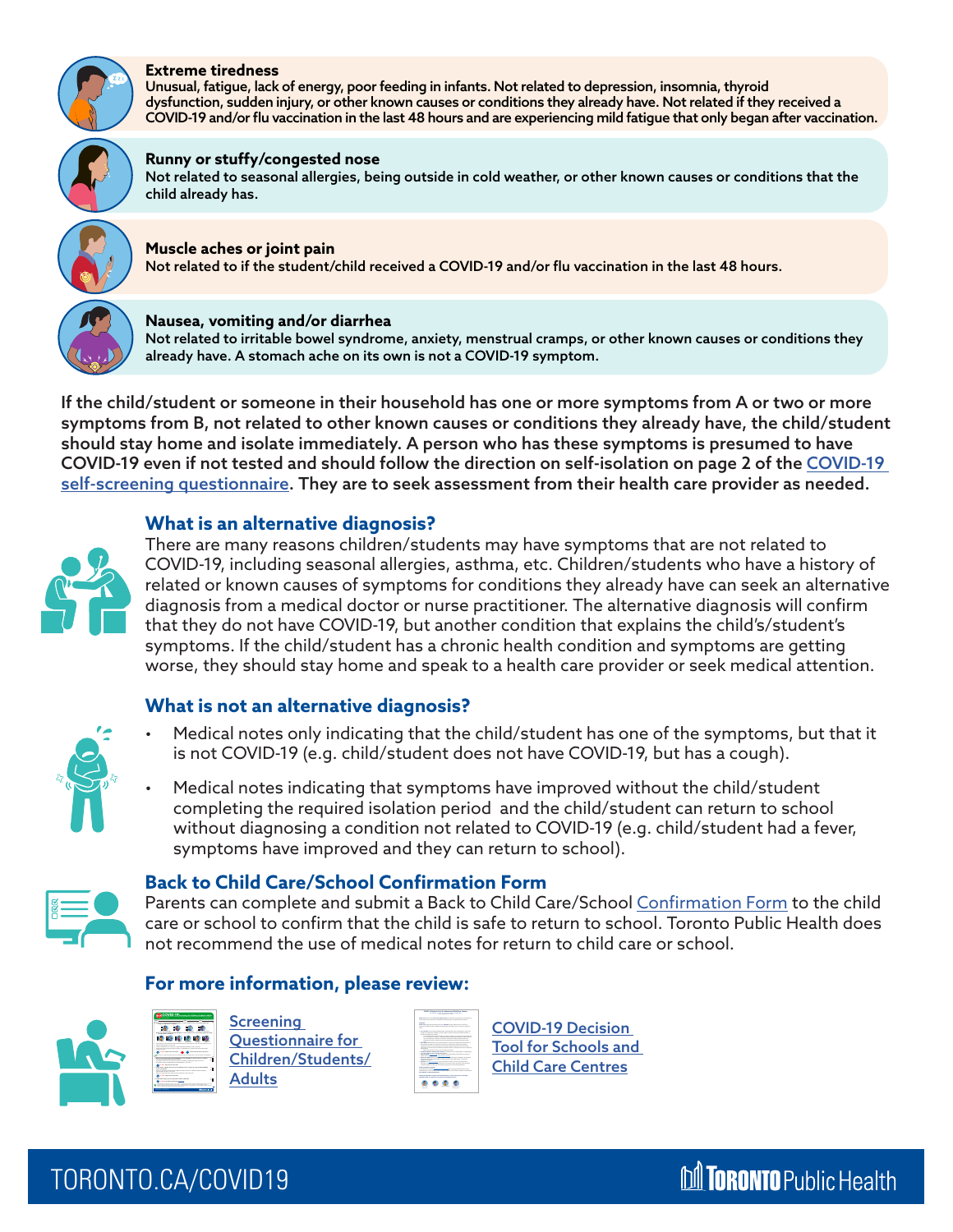**Extreme tiredness**
Unusual, fatigue, lack of energy, poor feeding in infants. Not related to depression, insomnia, thyroid dysfunction, sudden injury, or other known causes or conditions they already have. Not related if they received a COVID-19 and/or flu vaccination in the last 48 hours and are experiencing mild fatigue that only began after vaccination.

**Runny or stuffy/congested nose**
Not related to seasonal allergies, being outside in cold weather, or other known causes or conditions that the child already has.

**Muscle aches or joint pain**
Not related to if the student/child received a COVID-19 and/or flu vaccination in the last 48 hours.

**Nausea, vomiting and/or diarrhea**
Not related to irritable bowel syndrome, anxiety, menstrual cramps, or other known causes or conditions they already have. A stomach ache on its own is not a COVID-19 symptom.

If the child/student or someone in their household has one or more symptoms from A or two or more symptoms from B, not related to other known causes or conditions they already have, the child/student should stay home and isolate immediately. A person who has these symptoms is presumed to have COVID-19 even if not tested and should follow the direction on self-isolation on page 2 of the COVID-19 self-screening questionnaire. They are to seek assessment from their health care provider as needed.

## What is an alternative diagnosis?

There are many reasons children/students may have symptoms that are not related to COVID-19, including seasonal allergies, asthma, etc. Children/students who have a history of related or known causes of symptoms for conditions they already have can seek an alternative diagnosis from a medical doctor or nurse practitioner. The alternative diagnosis will confirm that they do not have COVID-19, but another condition that explains the child's/student's symptoms. If the child/student has a chronic health condition and symptoms are getting worse, they should stay home and speak to a health care provider or seek medical attention.

## What is not an alternative diagnosis?

- Medical notes only indicating that the child/student has one of the symptoms, but that it is not COVID-19 (e.g. child/student does not have COVID-19, but has a cough).
- Medical notes indicating that symptoms have improved without the child/student completing the required isolation period and the child/student can return to school without diagnosing a condition not related to COVID-19 (e.g. child/student had a fever, symptoms have improved and they can return to school).

## Back to Child Care/School Confirmation Form

Parents can complete and submit a Back to Child Care/School Confirmation Form to the child care or school to confirm that the child is safe to return to school. Toronto Public Health does not recommend the use of medical notes for return to child care or school.

## For more information, please review:

Screening Questionnaire for Children/Students/Adults

COVID-19 Decision Tool for Schools and Child Care Centres

TORONTO.CA/COVID19

Toronto Public Health